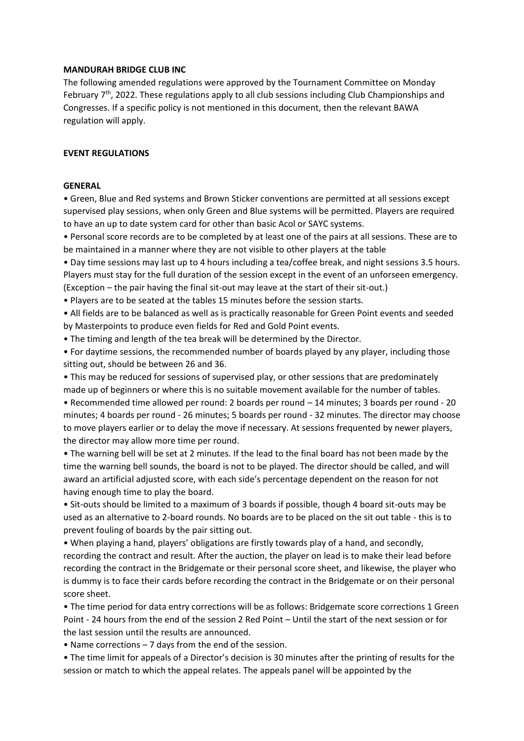**MANDURAH BRIDGE CLUB INC**

The following amended regulations were approved by the Tournament Committee on Monday February 7th, 2022. These regulations apply to all club sessions including Club Championships and Congresses. If a specific policy is not mentioned in this document, then the relevant BAWA regulation will apply.

**EVENT REGULATIONS**

**GENERAL**

- Green, Blue and Red systems and Brown Sticker conventions are permitted at all sessions except supervised play sessions, when only Green and Blue systems will be permitted. Players are required to have an up to date system card for other than basic Acol or SAYC systems.
- Personal score records are to be completed by at least one of the pairs at all sessions. These are to be maintained in a manner where they are not visible to other players at the table
- Day time sessions may last up to 4 hours including a tea/coffee break, and night sessions 3.5 hours. Players must stay for the full duration of the session except in the event of an unforseen emergency. (Exception – the pair having the final sit-out may leave at the start of their sit-out.)
- Players are to be seated at the tables 15 minutes before the session starts.
- All fields are to be balanced as well as is practically reasonable for Green Point events and seeded by Masterpoints to produce even fields for Red and Gold Point events.
- The timing and length of the tea break will be determined by the Director.
- For daytime sessions, the recommended number of boards played by any player, including those sitting out, should be between 26 and 36.
- This may be reduced for sessions of supervised play, or other sessions that are predominately made up of beginners or where this is no suitable movement available for the number of tables.
- Recommended time allowed per round: 2 boards per round – 14 minutes; 3 boards per round - 20 minutes; 4 boards per round - 26 minutes; 5 boards per round - 32 minutes. The director may choose to move players earlier or to delay the move if necessary. At sessions frequented by newer players, the director may allow more time per round.
- The warning bell will be set at 2 minutes. If the lead to the final board has not been made by the time the warning bell sounds, the board is not to be played. The director should be called, and will award an artificial adjusted score, with each side's percentage dependent on the reason for not having enough time to play the board.
- Sit-outs should be limited to a maximum of 3 boards if possible, though 4 board sit-outs may be used as an alternative to 2-board rounds. No boards are to be placed on the sit out table - this is to prevent fouling of boards by the pair sitting out.
- When playing a hand, players' obligations are firstly towards play of a hand, and secondly, recording the contract and result. After the auction, the player on lead is to make their lead before recording the contract in the Bridgemate or their personal score sheet, and likewise, the player who is dummy is to face their cards before recording the contract in the Bridgemate or on their personal score sheet.
- The time period for data entry corrections will be as follows: Bridgemate score corrections 1 Green Point - 24 hours from the end of the session 2 Red Point – Until the start of the next session or for the last session until the results are announced.
- Name corrections – 7 days from the end of the session.
- The time limit for appeals of a Director's decision is 30 minutes after the printing of results for the session or match to which the appeal relates. The appeals panel will be appointed by the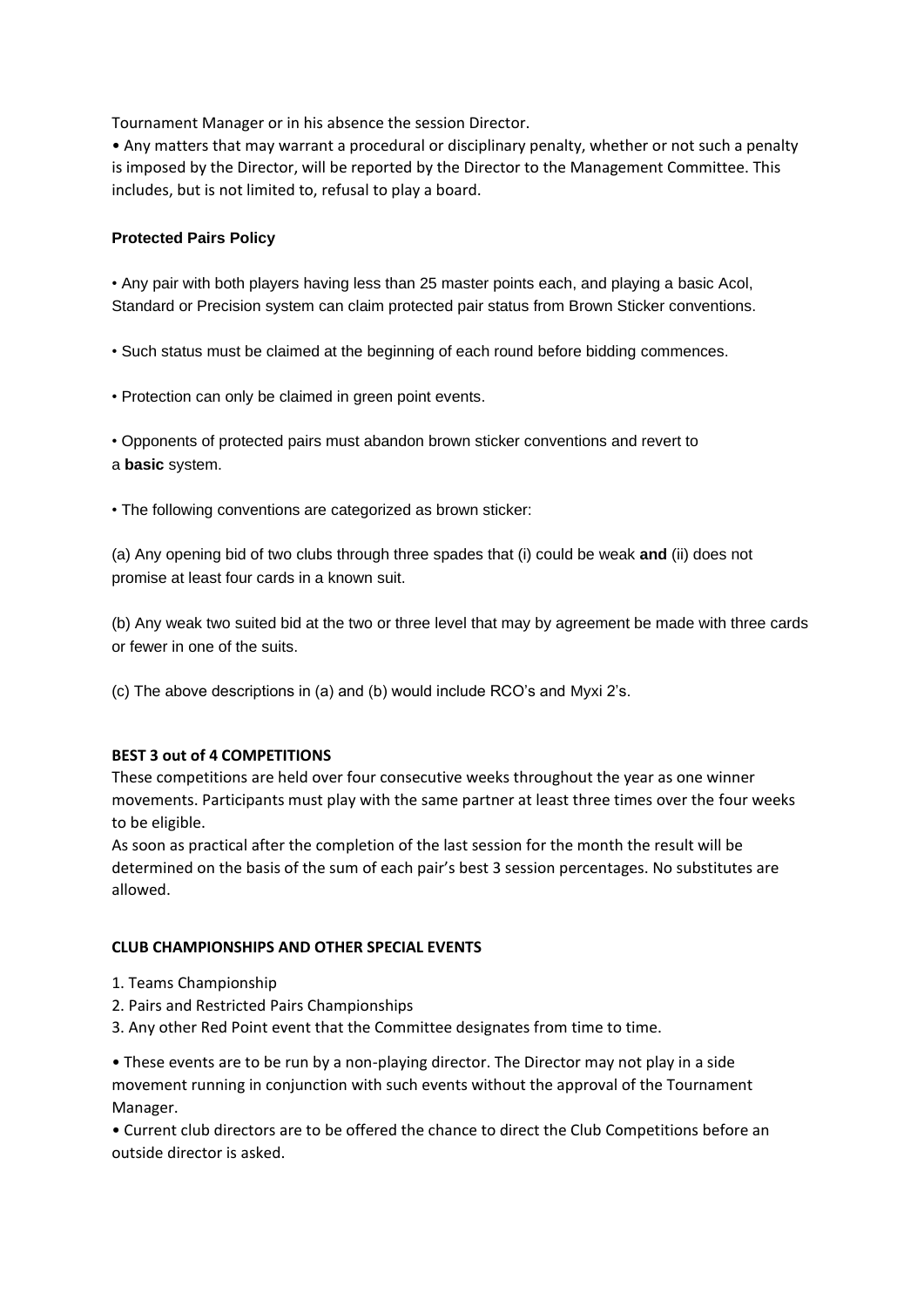Tournament Manager or in his absence the session Director.

- Any matters that may warrant a procedural or disciplinary penalty, whether or not such a penalty is imposed by the Director, will be reported by the Director to the Management Committee. This includes, but is not limited to, refusal to play a board.

**Protected Pairs Policy**

- Any pair with both players having less than 25 master points each, and playing a basic Acol, Standard or Precision system can claim protected pair status from Brown Sticker conventions.

- Such status must be claimed at the beginning of each round before bidding commences.

- Protection can only be claimed in green point events.

- Opponents of protected pairs must abandon brown sticker conventions and revert to a **basic** system.

- The following conventions are categorized as brown sticker:

(a) Any opening bid of two clubs through three spades that (i) could be weak **and** (ii) does not promise at least four cards in a known suit.

(b) Any weak two suited bid at the two or three level that may by agreement be made with three cards or fewer in one of the suits.

(c) The above descriptions in (a) and (b) would include RCO's and Myxi 2's.

**BEST 3 out of 4 COMPETITIONS**

These competitions are held over four consecutive weeks throughout the year as one winner movements. Participants must play with the same partner at least three times over the four weeks to be eligible.

As soon as practical after the completion of the last session for the month the result will be determined on the basis of the sum of each pair's best 3 session percentages. No substitutes are allowed.

**CLUB CHAMPIONSHIPS AND OTHER SPECIAL EVENTS**

1. Teams Championship
2. Pairs and Restricted Pairs Championships
3. Any other Red Point event that the Committee designates from time to time.

- These events are to be run by a non-playing director. The Director may not play in a side movement running in conjunction with such events without the approval of the Tournament Manager.
- Current club directors are to be offered the chance to direct the Club Competitions before an outside director is asked.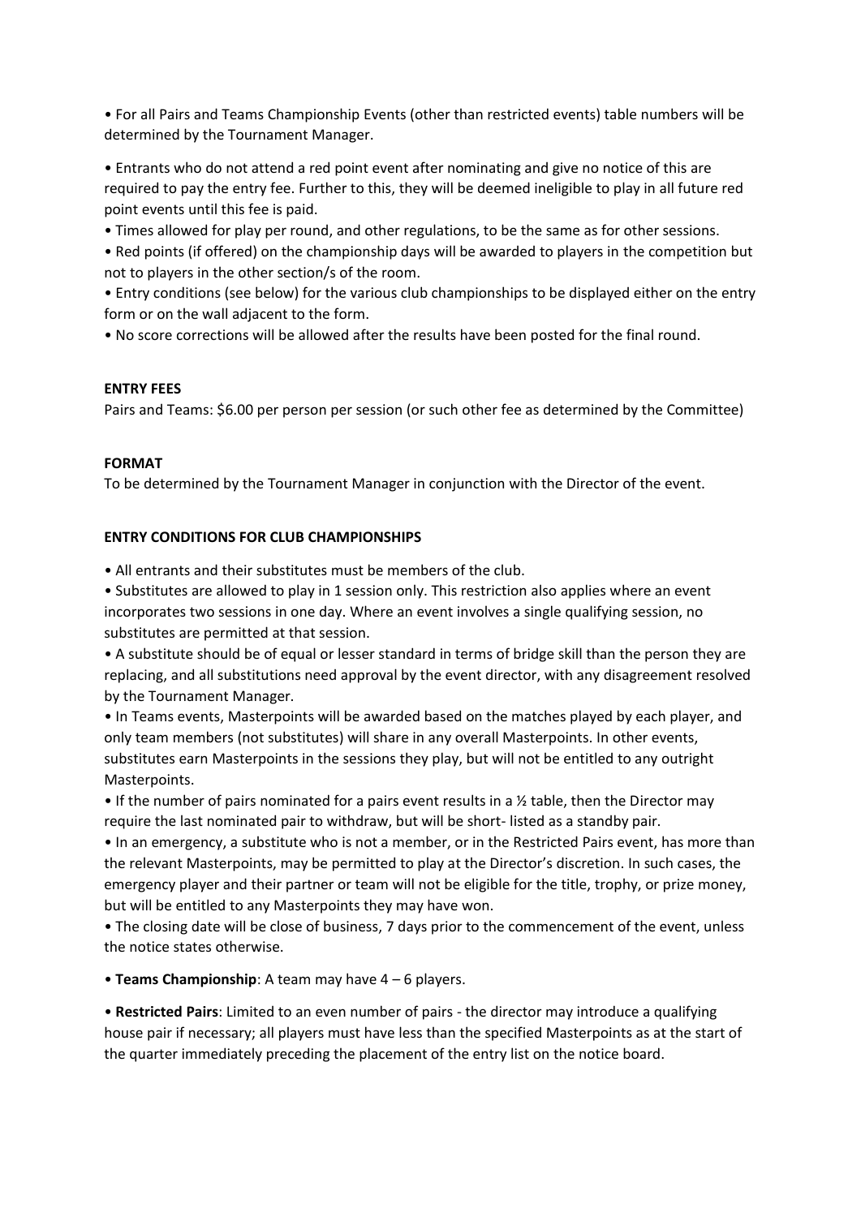- For all Pairs and Teams Championship Events (other than restricted events) table numbers will be determined by the Tournament Manager.

- Entrants who do not attend a red point event after nominating and give no notice of this are required to pay the entry fee. Further to this, they will be deemed ineligible to play in all future red point events until this fee is paid.
- Times allowed for play per round, and other regulations, to be the same as for other sessions.
- Red points (if offered) on the championship days will be awarded to players in the competition but not to players in the other section/s of the room.
- Entry conditions (see below) for the various club championships to be displayed either on the entry form or on the wall adjacent to the form.
- No score corrections will be allowed after the results have been posted for the final round.

**ENTRY FEES**

Pairs and Teams: $6.00 per person per session (or such other fee as determined by the Committee)

**FORMAT**

To be determined by the Tournament Manager in conjunction with the Director of the event.

**ENTRY CONDITIONS FOR CLUB CHAMPIONSHIPS**

- All entrants and their substitutes must be members of the club.
- Substitutes are allowed to play in 1 session only. This restriction also applies where an event incorporates two sessions in one day. Where an event involves a single qualifying session, no substitutes are permitted at that session.
- A substitute should be of equal or lesser standard in terms of bridge skill than the person they are replacing, and all substitutions need approval by the event director, with any disagreement resolved by the Tournament Manager.
- In Teams events, Masterpoints will be awarded based on the matches played by each player, and only team members (not substitutes) will share in any overall Masterpoints. In other events, substitutes earn Masterpoints in the sessions they play, but will not be entitled to any outright Masterpoints.
- If the number of pairs nominated for a pairs event results in a ½ table, then the Director may require the last nominated pair to withdraw, but will be short- listed as a standby pair.
- In an emergency, a substitute who is not a member, or in the Restricted Pairs event, has more than the relevant Masterpoints, may be permitted to play at the Director's discretion. In such cases, the emergency player and their partner or team will not be eligible for the title, trophy, or prize money, but will be entitled to any Masterpoints they may have won.
- The closing date will be close of business, 7 days prior to the commencement of the event, unless the notice states otherwise.

- **Teams Championship**: A team may have 4 – 6 players.

- **Restricted Pairs**: Limited to an even number of pairs - the director may introduce a qualifying house pair if necessary; all players must have less than the specified Masterpoints as at the start of the quarter immediately preceding the placement of the entry list on the notice board.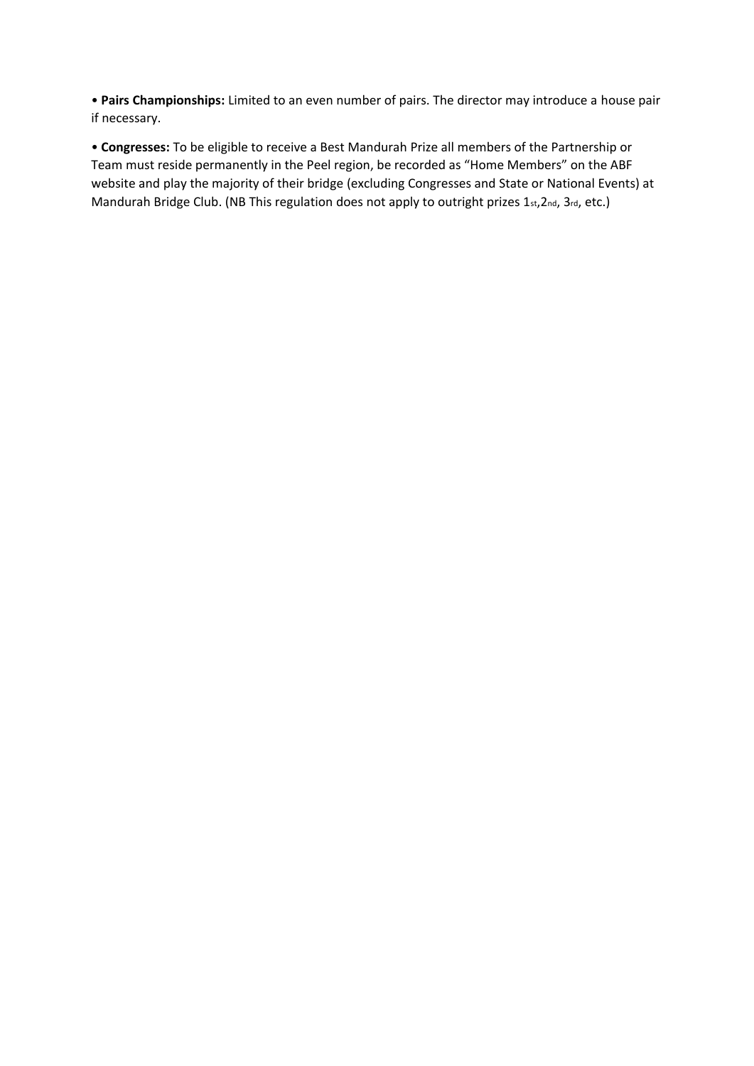- **Pairs Championships:** Limited to an even number of pairs. The director may introduce a house pair if necessary.
- **Congresses:** To be eligible to receive a Best Mandurah Prize all members of the Partnership or Team must reside permanently in the Peel region, be recorded as "Home Members" on the ABF website and play the majority of their bridge (excluding Congresses and State or National Events) at Mandurah Bridge Club. (NB This regulation does not apply to outright prizes 1st, 2nd, 3rd, etc.)